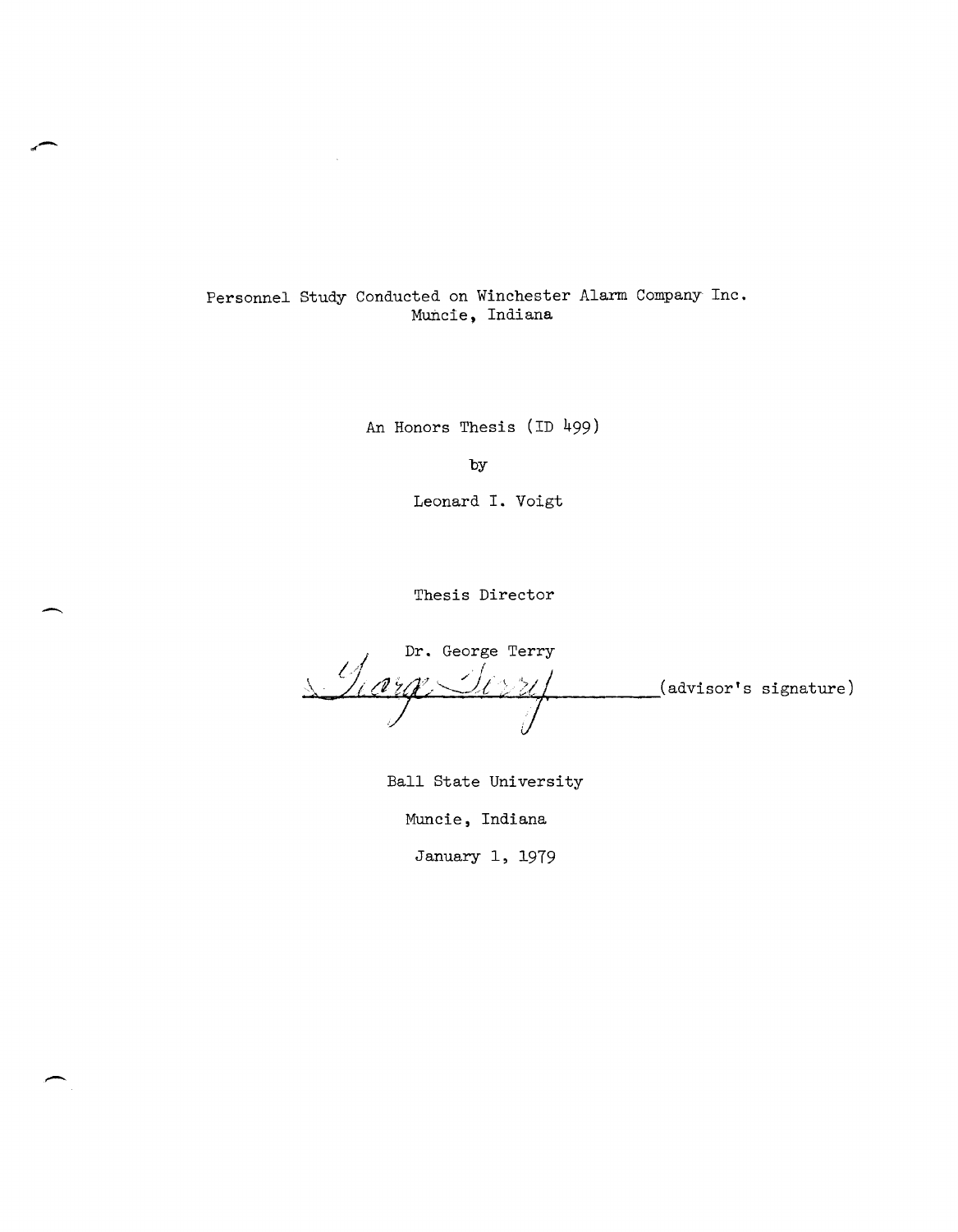Personnel Study Conducted on Winchester Alarm Company Inc.
Muncie, Indiana

An Honors Thesis (ID 499)

by

Leonard I. Voigt

Thesis Director

Dr. George Terry

______________________(advisor's signature)

Ball State University

Muncie, Indiana

January 1, 1979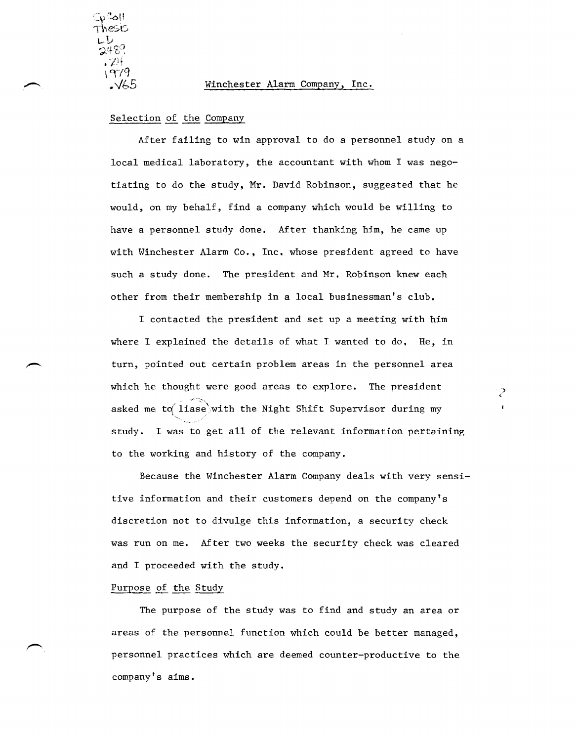# Winchester Alarm Company, Inc.

## Selection of the Company

After failing to win approval to do a personnel study on a local medical laboratory, the accountant with whom I was negotiating to do the study, Mr. David Robinson, suggested that he would, on my behalf, find a company which would be willing to have a personnel study done. After thanking him, he came up with Winchester Alarm Co., Inc. whose president agreed to have such a study done. The president and Mr. Robinson knew each other from their membership in a local businessman's club.

I contacted the president and set up a meeting with him where I explained the details of what I wanted to do. He, in turn, pointed out certain problem areas in the personnel area which he thought were good areas to explore. The president asked me to liase with the Night Shift Supervisor during my study. I was to get all of the relevant information pertaining to the working and history of the company.

Because the Winchester Alarm Company deals with very sensitive information and their customers depend on the company's discretion not to divulge this information, a security check was run on me. After two weeks the security check was cleared and I proceeded with the study.

## Purpose of the Study

The purpose of the study was to find and study an area or areas of the personnel function which could be better managed, personnel practices which are deemed counter-productive to the company's aims.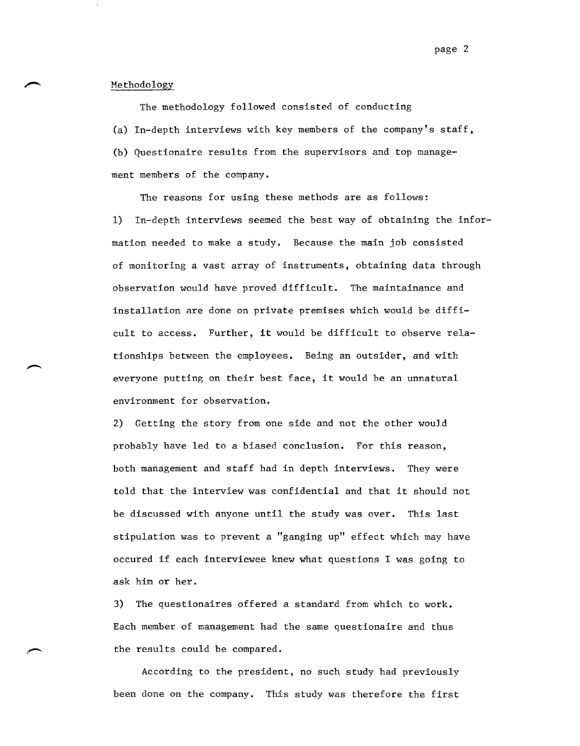## Methodology

The methodology followed consisted of conducting

(a) In-depth interviews with key members of the company's staff,

(b) Questionaire results from the supervisors and top management members of the company.

The reasons for using these methods are as follows:

1) In-depth interviews seemed the best way of obtaining the information needed to make a study. Because the main job consisted of monitoring a vast array of instruments, obtaining data through observation would have proved difficult. The maintainance and installation are done on private premises which would be difficult to access. Further, it would be difficult to observe relationships between the employees. Being an outsider, and with everyone putting on their best face, it would be an unnatural environment for observation.

2) Getting the story from one side and not the other would probably have led to a biased conclusion. For this reason, both management and staff had in depth interviews. They were told that the interview was confidential and that it should not be discussed with anyone until the study was over. This last stipulation was to prevent a "ganging up" effect which may have occured if each interviewee knew what questions I was going to ask him or her.

3) The questionaires offered a standard from which to work. Each member of management had the same questionaire and thus the results could be compared.

According to the president, no such study had previously been done on the company. This study was therefore the first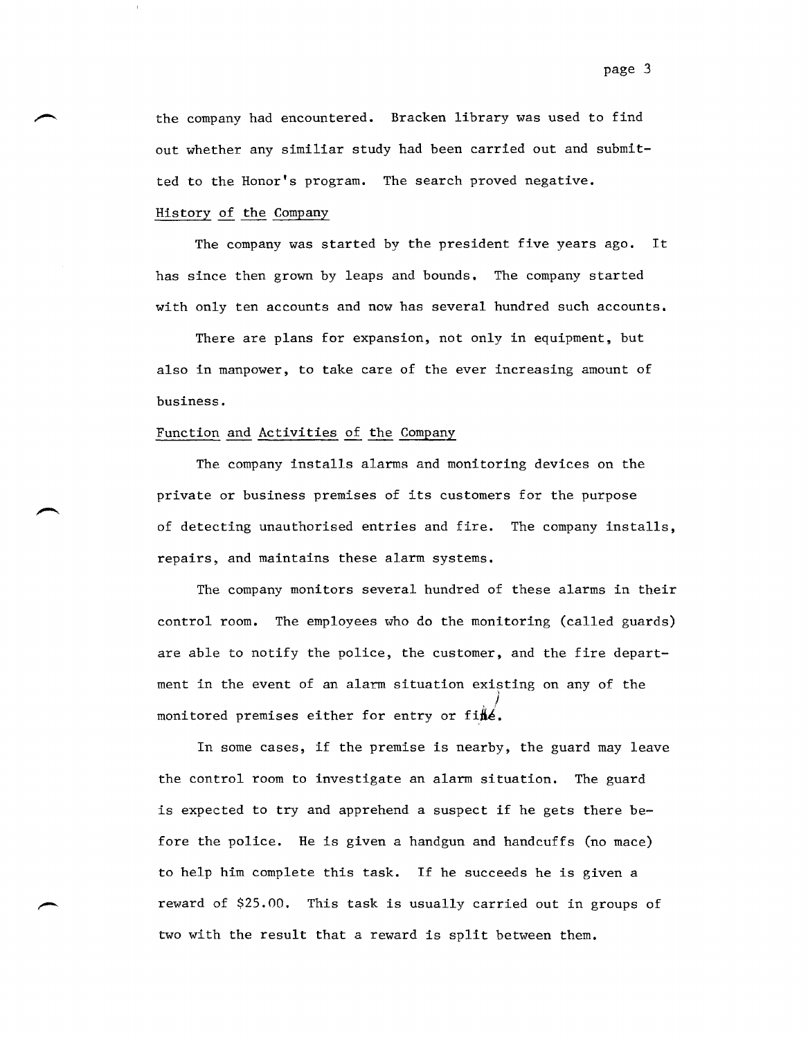the company had encountered. Bracken library was used to find out whether any similiar study had been carried out and submitted to the Honor's program. The search proved negative.

### History of the Company

The company was started by the president five years ago. It has since then grown by leaps and bounds. The company started with only ten accounts and now has several hundred such accounts.

There are plans for expansion, not only in equipment, but also in manpower, to take care of the ever increasing amount of business.

### Function and Activities of the Company

The company installs alarms and monitoring devices on the private or business premises of its customers for the purpose of detecting unauthorised entries and fire. The company installs, repairs, and maintains these alarm systems.

The company monitors several hundred of these alarms in their control room. The employees who do the monitoring (called guards) are able to notify the police, the customer, and the fire department in the event of an alarm situation existing on any of the monitored premises either for entry or fire.

In some cases, if the premise is nearby, the guard may leave the control room to investigate an alarm situation. The guard is expected to try and apprehend a suspect if he gets there before the police. He is given a handgun and handcuffs (no mace) to help him complete this task. If he succeeds he is given a reward of $25.00. This task is usually carried out in groups of two with the result that a reward is split between them.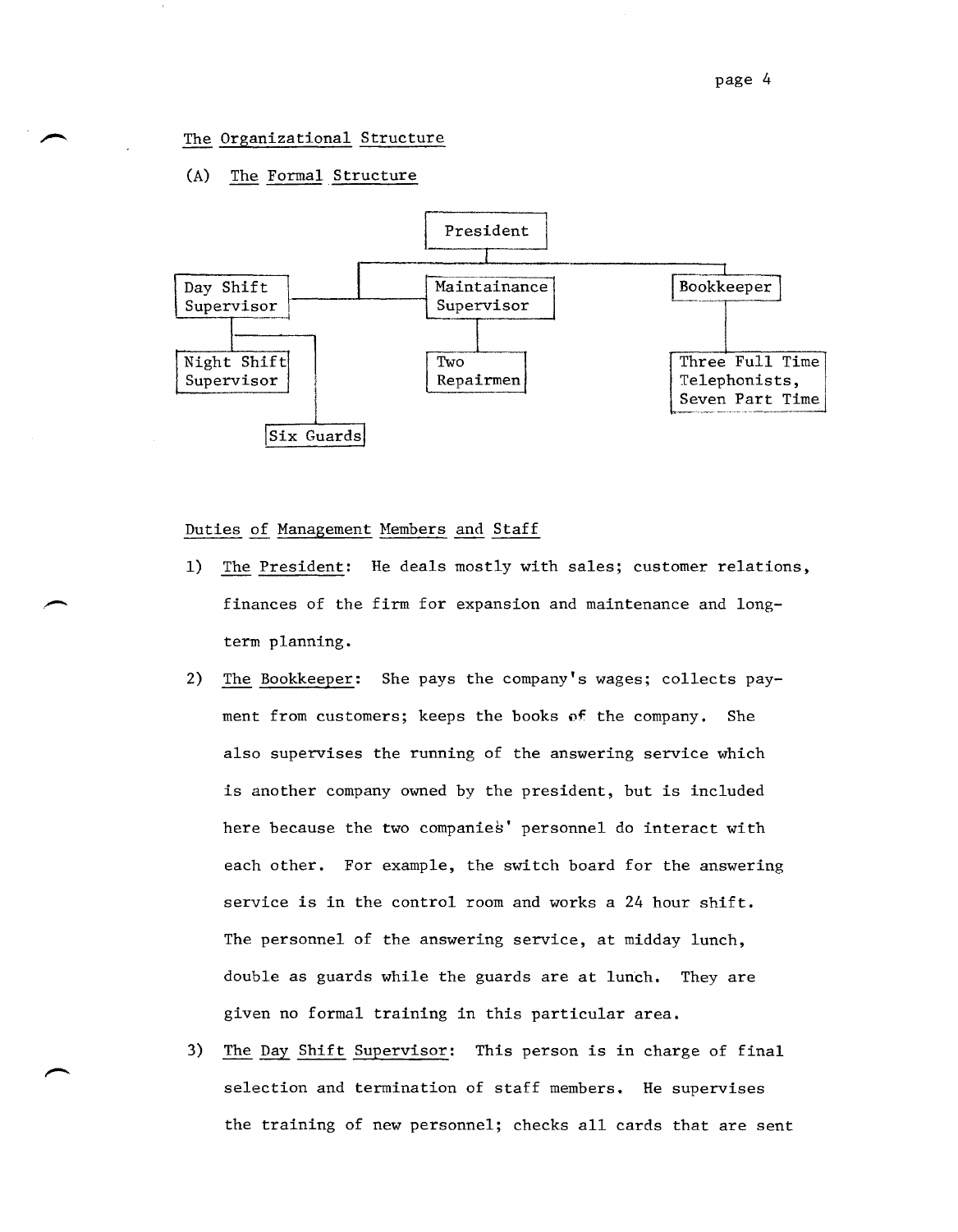## The Organizational Structure

### (A) The Formal Structure

```
                                  President
                                      |
              +-----------------------+-------------------------+
              |                       |                         |
  Day Shift ----------------- Maintainance                 Bookkeeper
  Supervisor                  Supervisor                        |
      |                           |                             |
      +--------+                  |                   Three Full Time
      |        |                Two                   Telephonists,
Night Shift    |              Repairmen               Seven Part Time
Supervisor     |
               |
          Six Guards
```

### Duties of Management Members and Staff

1) The President: He deals mostly with sales; customer relations, finances of the firm for expansion and maintenance and long-term planning.

2) The Bookkeeper: She pays the company's wages; collects payment from customers; keeps the books of the company. She also supervises the running of the answering service which is another company owned by the president, but is included here because the two companies' personnel do interact with each other. For example, the switch board for the answering service is in the control room and works a 24 hour shift. The personnel of the answering service, at midday lunch, double as guards while the guards are at lunch. They are given no formal training in this particular area.

3) The Day Shift Supervisor: This person is in charge of final selection and termination of staff members. He supervises the training of new personnel; checks all cards that are sent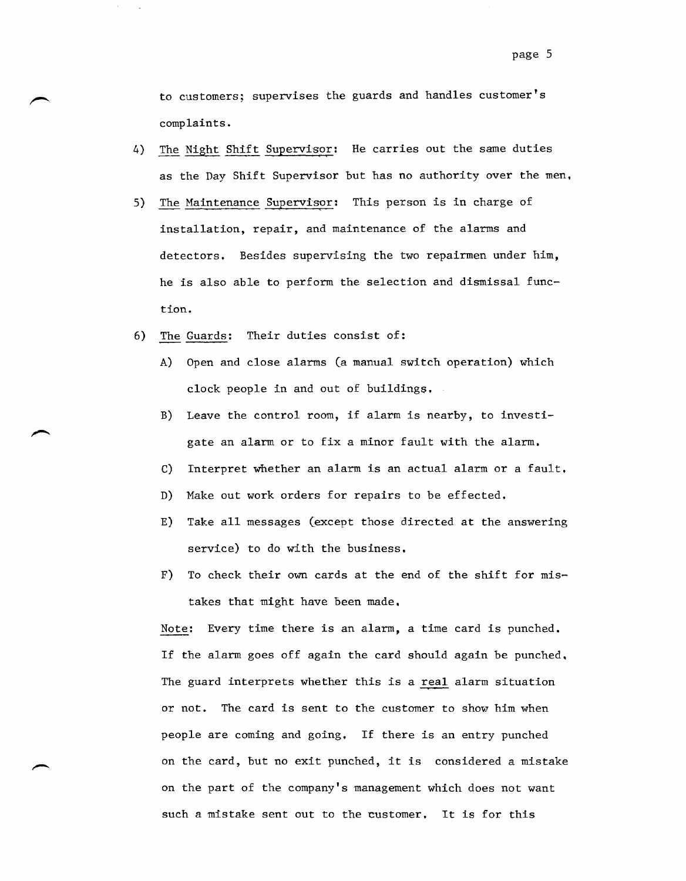to customers; supervises the guards and handles customer's complaints.

4) The Night Shift Supervisor: He carries out the same duties as the Day Shift Supervisor but has no authority over the men.

5) The Maintenance Supervisor: This person is in charge of installation, repair, and maintenance of the alarms and detectors. Besides supervising the two repairmen under him, he is also able to perform the selection and dismissal function.

6) The Guards: Their duties consist of:

   A) Open and close alarms (a manual switch operation) which clock people in and out of buildings.

   B) Leave the control room, if alarm is nearby, to investigate an alarm or to fix a minor fault with the alarm.

   C) Interpret whether an alarm is an actual alarm or a fault.

   D) Make out work orders for repairs to be effected.

   E) Take all messages (except those directed at the answering service) to do with the business.

   F) To check their own cards at the end of the shift for mistakes that might have been made.

   Note: Every time there is an alarm, a time card is punched. If the alarm goes off again the card should again be punched. The guard interprets whether this is a real alarm situation or not. The card is sent to the customer to show him when people are coming and going. If there is an entry punched on the card, but no exit punched, it is considered a mistake on the part of the company's management which does not want such a mistake sent out to the customer. It is for this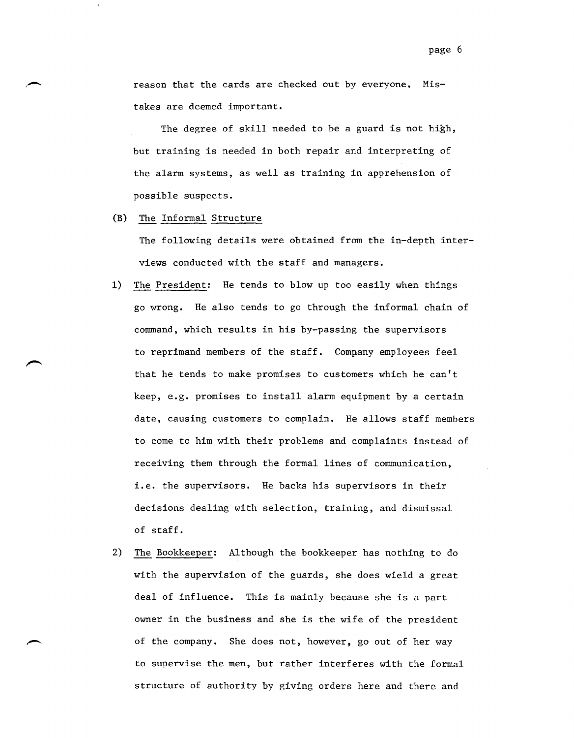reason that the cards are checked out by everyone. Mistakes are deemed important.

The degree of skill needed to be a guard is not high, but training is needed in both repair and interpreting of the alarm systems, as well as training in apprehension of possible suspects.

(B) The Informal Structure

The following details were obtained from the in-depth interviews conducted with the staff and managers.

1) The President: He tends to blow up too easily when things go wrong. He also tends to go through the informal chain of command, which results in his by-passing the supervisors to reprimand members of the staff. Company employees feel that he tends to make promises to customers which he can't keep, e.g. promises to install alarm equipment by a certain date, causing customers to complain. He allows staff members to come to him with their problems and complaints instead of receiving them through the formal lines of communication, i.e. the supervisors. He backs his supervisors in their decisions dealing with selection, training, and dismissal of staff.

2) The Bookkeeper: Although the bookkeeper has nothing to do with the supervision of the guards, she does wield a great deal of influence. This is mainly because she is a part owner in the business and she is the wife of the president of the company. She does not, however, go out of her way to supervise the men, but rather interferes with the formal structure of authority by giving orders here and there and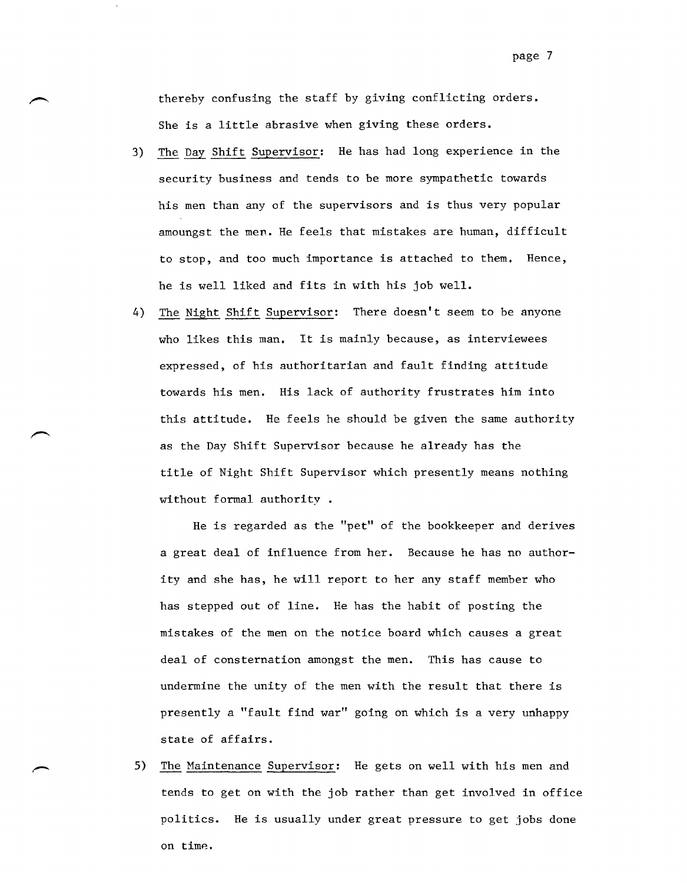thereby confusing the staff by giving conflicting orders. She is a little abrasive when giving these orders.

3) The Day Shift Supervisor: He has had long experience in the security business and tends to be more sympathetic towards his men than any of the supervisors and is thus very popular amoungst the men. He feels that mistakes are human, difficult to stop, and too much importance is attached to them. Hence, he is well liked and fits in with his job well.

4) The Night Shift Supervisor: There doesn't seem to be anyone who likes this man. It is mainly because, as interviewees expressed, of his authoritarian and fault finding attitude towards his men. His lack of authority frustrates him into this attitude. He feels he should be given the same authority as the Day Shift Supervisor because he already has the title of Night Shift Supervisor which presently means nothing without formal authority .

   He is regarded as the "pet" of the bookkeeper and derives a great deal of influence from her. Because he has no authority and she has, he will report to her any staff member who has stepped out of line. He has the habit of posting the mistakes of the men on the notice board which causes a great deal of consternation amongst the men. This has cause to undermine the unity of the men with the result that there is presently a "fault find war" going on which is a very unhappy state of affairs.

5) The Maintenance Supervisor: He gets on well with his men and tends to get on with the job rather than get involved in office politics. He is usually under great pressure to get jobs done on time.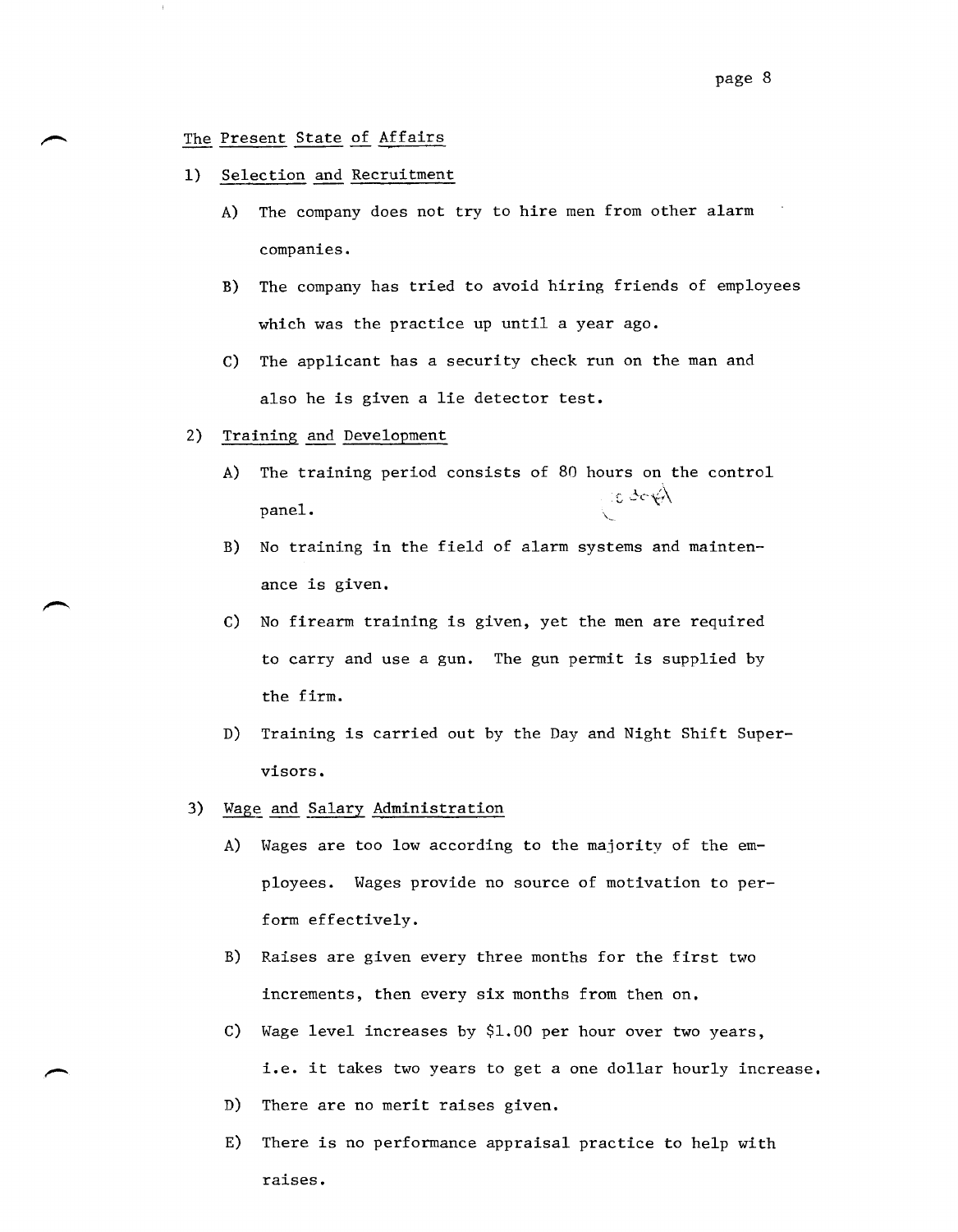## The Present State of Affairs

1) Selection and Recruitment

   A) The company does not try to hire men from other alarm companies.

   B) The company has tried to avoid hiring friends of employees which was the practice up until a year ago.

   C) The applicant has a security check run on the man and also he is given a lie detector test.

2) Training and Development

   A) The training period consists of 80 hours on the control panel.

   B) No training in the field of alarm systems and maintenance is given.

   C) No firearm training is given, yet the men are required to carry and use a gun. The gun permit is supplied by the firm.

   D) Training is carried out by the Day and Night Shift Supervisors.

3) Wage and Salary Administration

   A) Wages are too low according to the majority of the employees. Wages provide no source of motivation to perform effectively.

   B) Raises are given every three months for the first two increments, then every six months from then on.

   C) Wage level increases by $1.00 per hour over two years, i.e. it takes two years to get a one dollar hourly increase.

   D) There are no merit raises given.

   E) There is no performance appraisal practice to help with raises.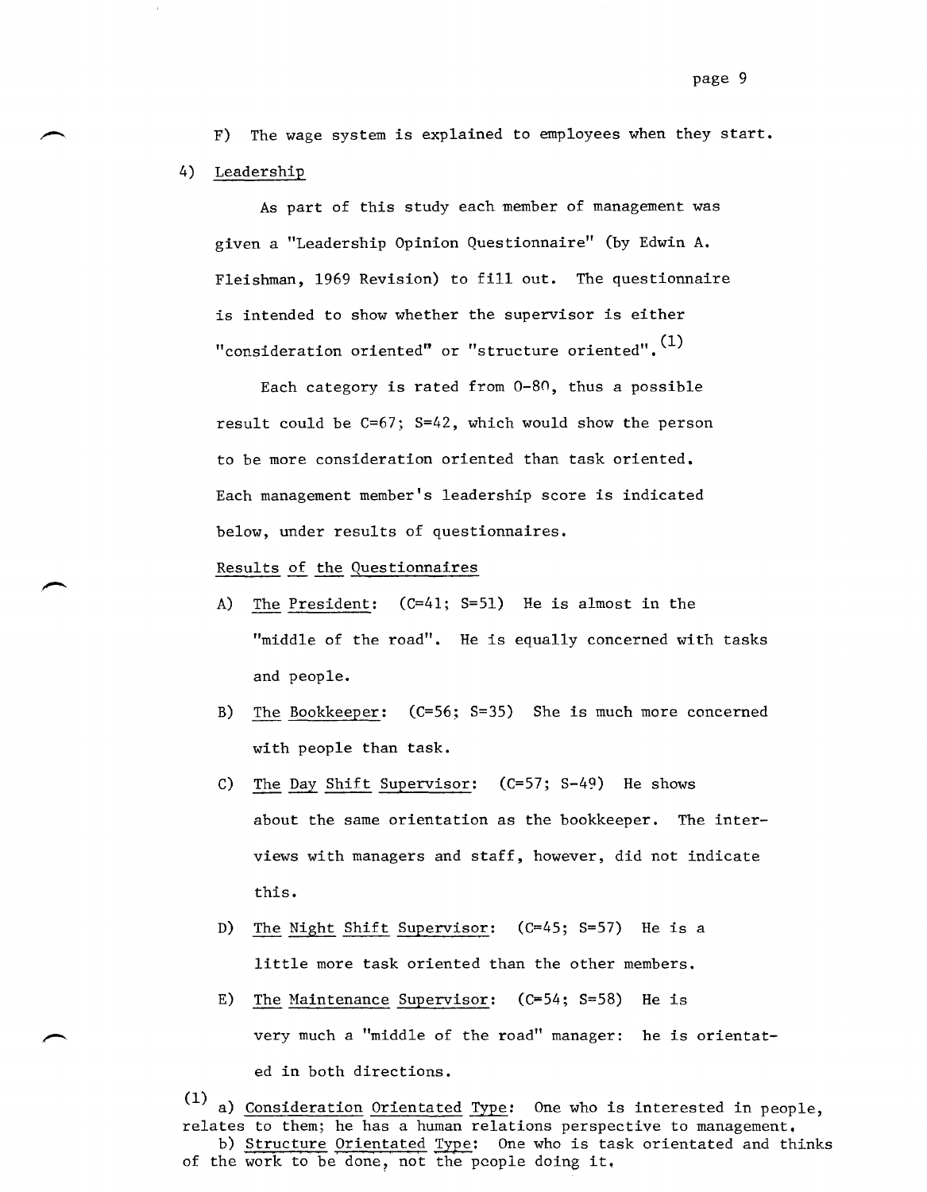F) The wage system is explained to employees when they start.

4) Leadership

As part of this study each member of management was given a "Leadership Opinion Questionnaire" (by Edwin A. Fleishman, 1969 Revision) to fill out. The questionnaire is intended to show whether the supervisor is either "consideration oriented" or "structure oriented".[1]

Each category is rated from 0-80, thus a possible result could be C=67; S=42, which would show the person to be more consideration oriented than task oriented. Each management member's leadership score is indicated below, under results of questionnaires.

Results of the Questionnaires

A) The President: (C=41; S=51) He is almost in the "middle of the road". He is equally concerned with tasks and people.

B) The Bookkeeper: (C=56; S=35) She is much more concerned with people than task.

C) The Day Shift Supervisor: (C=57; S-49) He shows about the same orientation as the bookkeeper. The interviews with managers and staff, however, did not indicate this.

D) The Night Shift Supervisor: (C=45; S=57) He is a little more task oriented than the other members.

E) The Maintenance Supervisor: (C=54; S=58) He is very much a "middle of the road" manager: he is orientated in both directions.

[1] a) Consideration Orientated Type: One who is interested in people, relates to them; he has a human relations perspective to management.
b) Structure Orientated Type: One who is task orientated and thinks of the work to be done, not the people doing it.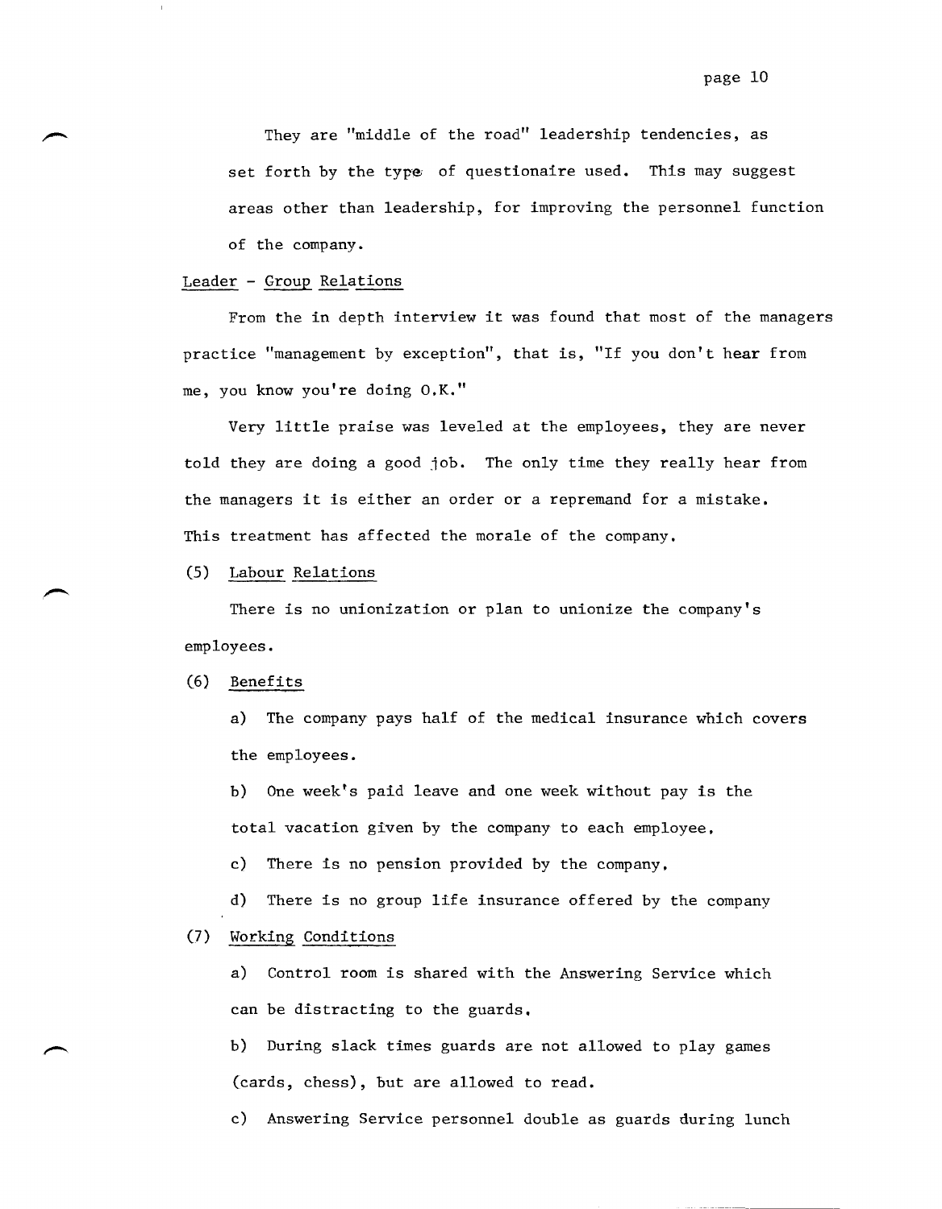They are "middle of the road" leadership tendencies, as set forth by the type of questionaire used. This may suggest areas other than leadership, for improving the personnel function of the company.

Leader - Group Relations

From the in depth interview it was found that most of the managers practice "management by exception", that is, "If you don't hear from me, you know you're doing O.K."

Very little praise was leveled at the employees, they are never told they are doing a good job. The only time they really hear from the managers it is either an order or a repremand for a mistake. This treatment has affected the morale of the company.

(5) Labour Relations

There is no unionization or plan to unionize the company's employees.

(6) Benefits

a) The company pays half of the medical insurance which covers the employees.

b) One week's paid leave and one week without pay is the total vacation given by the company to each employee.

c) There is no pension provided by the company.

d) There is no group life insurance offered by the company

(7) Working Conditions

a) Control room is shared with the Answering Service which can be distracting to the guards.

b) During slack times guards are not allowed to play games (cards, chess), but are allowed to read.

c) Answering Service personnel double as guards during lunch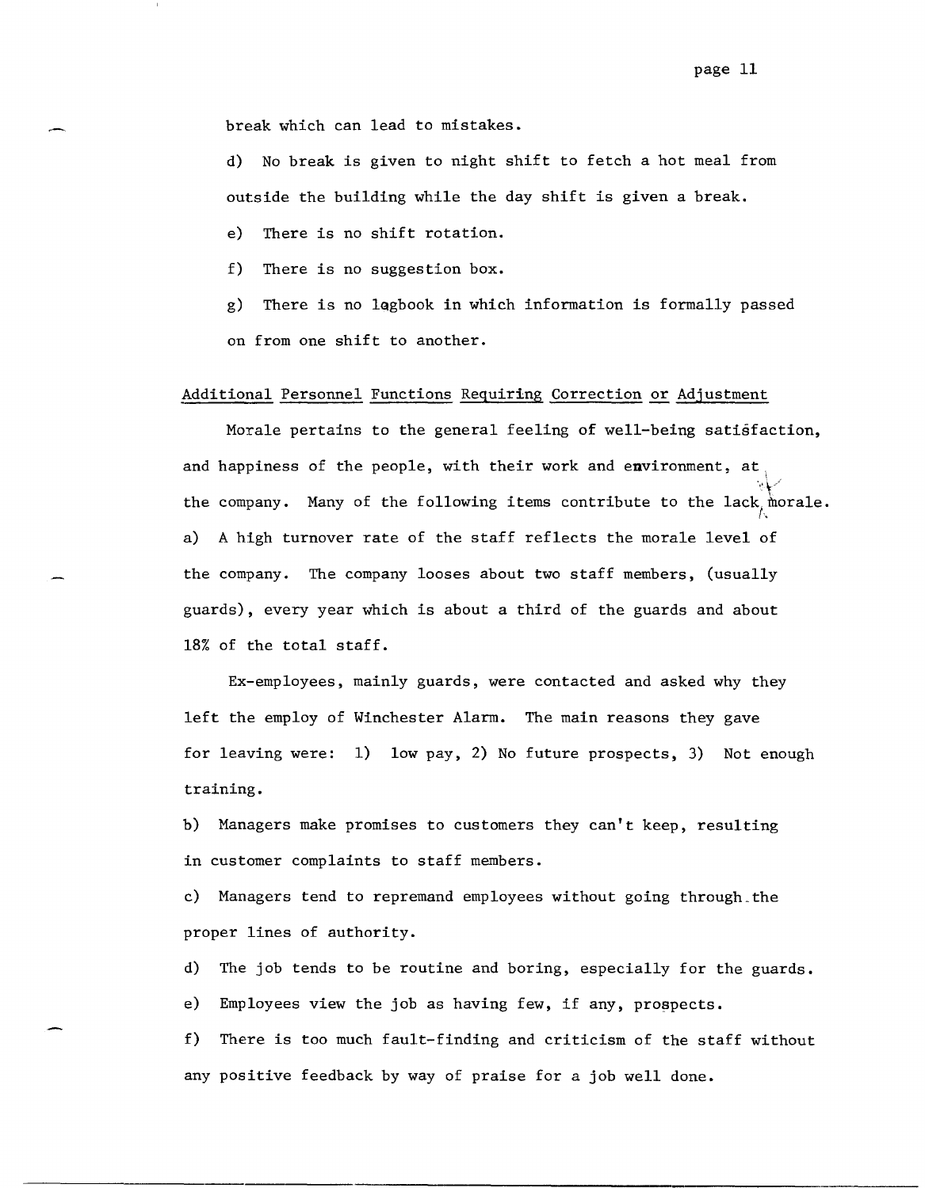break which can lead to mistakes.

d) No break is given to night shift to fetch a hot meal from outside the building while the day shift is given a break.

e) There is no shift rotation.

f) There is no suggestion box.

g) There is no logbook in which information is formally passed on from one shift to another.

Additional Personnel Functions Requiring Correction or Adjustment

Morale pertains to the general feeling of well-being satisfaction, and happiness of the people, with their work and environment, at the company. Many of the following items contribute to the lack of morale.

a) A high turnover rate of the staff reflects the morale level of the company. The company looses about two staff members, (usually guards), every year which is about a third of the guards and about 18% of the total staff.

Ex-employees, mainly guards, were contacted and asked why they left the employ of Winchester Alarm. The main reasons they gave for leaving were: 1) low pay, 2) No future prospects, 3) Not enough training.

b) Managers make promises to customers they can't keep, resulting in customer complaints to staff members.

c) Managers tend to repremand employees without going through the proper lines of authority.

d) The job tends to be routine and boring, especially for the guards.

e) Employees view the job as having few, if any, prospects.

f) There is too much fault-finding and criticism of the staff without any positive feedback by way of praise for a job well done.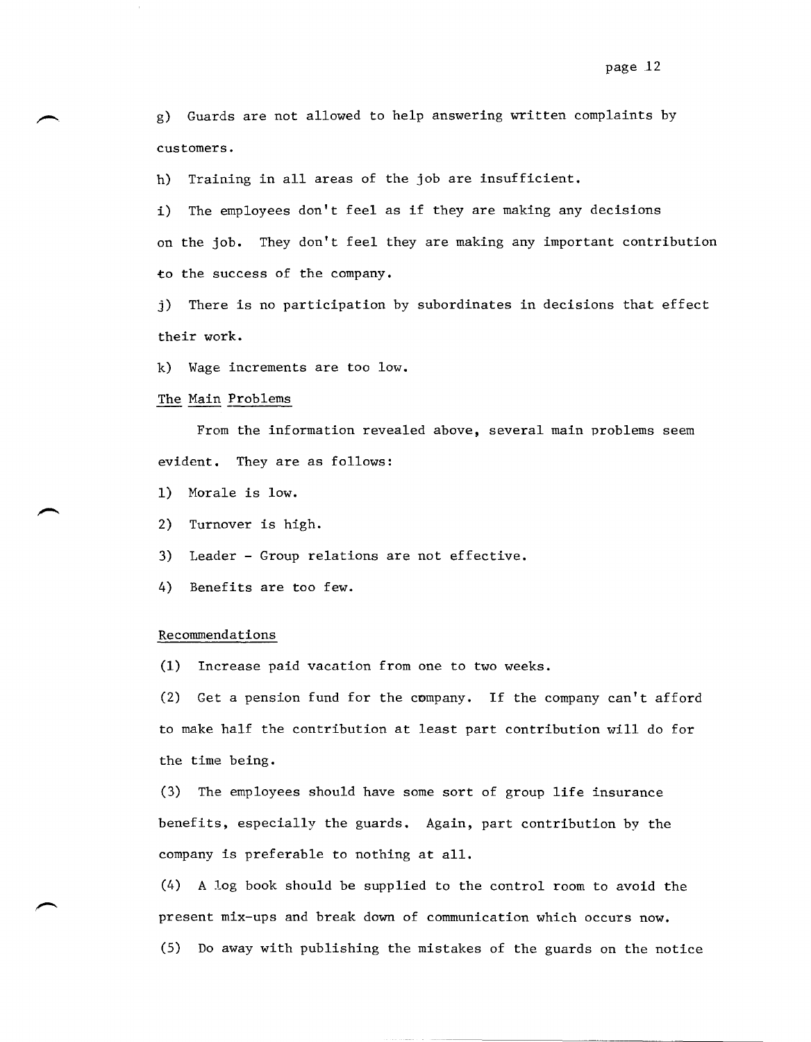g) Guards are not allowed to help answering written complaints by customers.

h) Training in all areas of the job are insufficient.

i) The employees don't feel as if they are making any decisions on the job. They don't feel they are making any important contribution to the success of the company.

j) There is no participation by subordinates in decisions that effect their work.

k) Wage increments are too low.

The Main Problems

From the information revealed above, several main problems seem evident. They are as follows:

1) Morale is low.

2) Turnover is high.

3) Leader - Group relations are not effective.

4) Benefits are too few.

Recommendations

(1) Increase paid vacation from one to two weeks.

(2) Get a pension fund for the company. If the company can't afford to make half the contribution at least part contribution will do for the time being.

(3) The employees should have some sort of group life insurance benefits, especially the guards. Again, part contribution by the company is preferable to nothing at all.

(4) A log book should be supplied to the control room to avoid the present mix-ups and break down of communication which occurs now.

(5) Do away with publishing the mistakes of the guards on the notice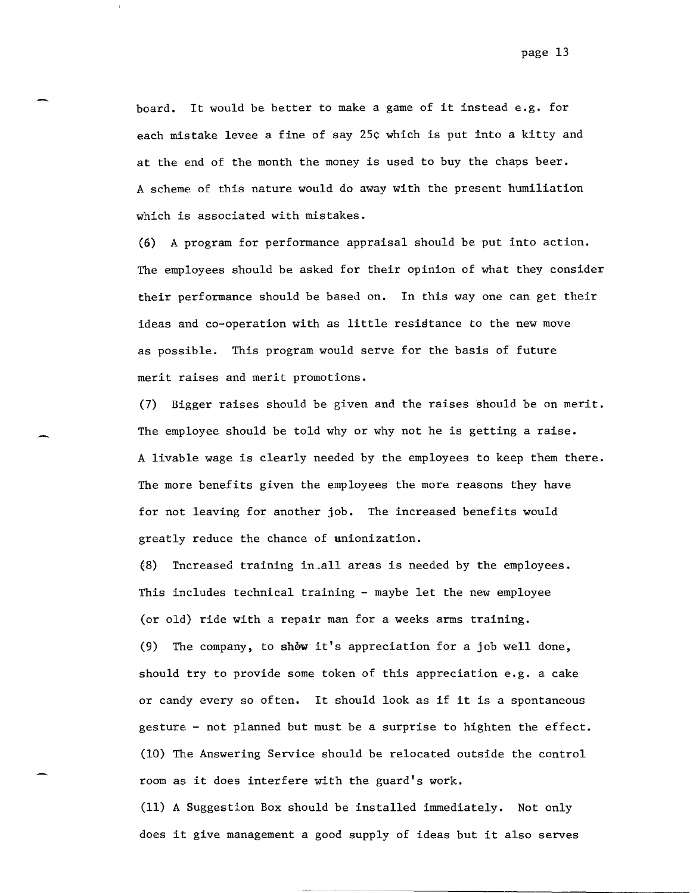board. It would be better to make a game of it instead e.g. for each mistake levee a fine of say 25¢ which is put into a kitty and at the end of the month the money is used to buy the chaps beer. A scheme of this nature would do away with the present humiliation which is associated with mistakes.

(6) A program for performance appraisal should be put into action. The employees should be asked for their opinion of what they consider their performance should be based on. In this way one can get their ideas and co-operation with as little resistance to the new move as possible. This program would serve for the basis of future merit raises and merit promotions.

(7) Bigger raises should be given and the raises should be on merit. The employee should be told why or why not he is getting a raise. A livable wage is clearly needed by the employees to keep them there. The more benefits given the employees the more reasons they have for not leaving for another job. The increased benefits would greatly reduce the chance of unionization.

(8) Increased training in all areas is needed by the employees. This includes technical training - maybe let the new employee (or old) ride with a repair man for a weeks arms training.

(9) The company, to show it's appreciation for a job well done, should try to provide some token of this appreciation e.g. a cake or candy every so often. It should look as if it is a spontaneous gesture - not planned but must be a surprise to highten the effect.

(10) The Answering Service should be relocated outside the control room as it does interfere with the guard's work.

(11) A Suggestion Box should be installed immediately. Not only does it give management a good supply of ideas but it also serves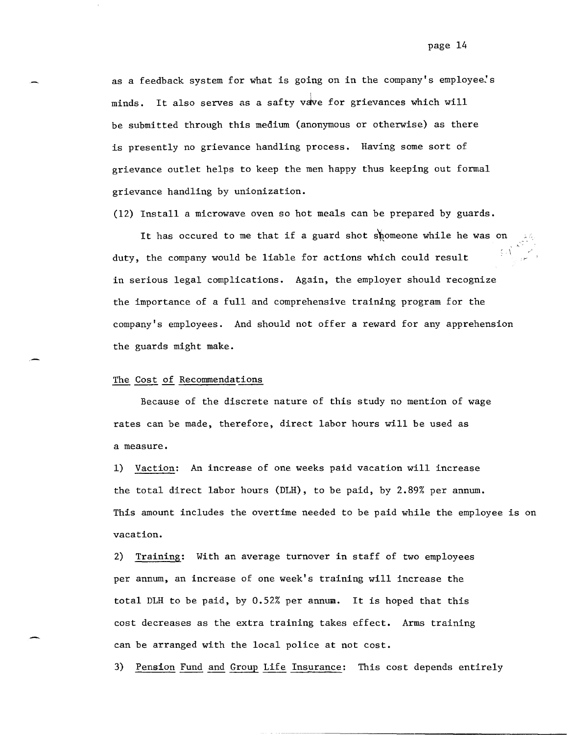as a feedback system for what is going on in the company's employee's minds. It also serves as a safty vave for grievances which will be submitted through this medium (anonymous or otherwise) as there is presently no grievance handling process. Having some sort of grievance outlet helps to keep the men happy thus keeping out formal grievance handling by unionization.

(12) Install a microwave oven so hot meals can be prepared by guards.

It has occured to me that if a guard shot shomeone while he was on duty, the company would be liable for actions which could result in serious legal complications. Again, the employer should recognize the importance of a full and comprehensive training program for the company's employees. And should not offer a reward for any apprehension the guards might make.

<u>The Cost of Recommendations</u>

Because of the discrete nature of this study no mention of wage rates can be made, therefore, direct labor hours will be used as a measure.

1) <u>Vaction</u>: An increase of one weeks paid vacation will increase the total direct labor hours (DLH), to be paid, by 2.89% per annum. This amount includes the overtime needed to be paid while the employee is on vacation.

2) <u>Training</u>: With an average turnover in staff of two employees per annum, an increase of one week's training will increase the total DLH to be paid, by 0.52% per annum. It is hoped that this cost decreases as the extra training takes effect. Arms training can be arranged with the local police at not cost.

3) <u>Pension Fund and Group Life Insurance</u>: This cost depends entirely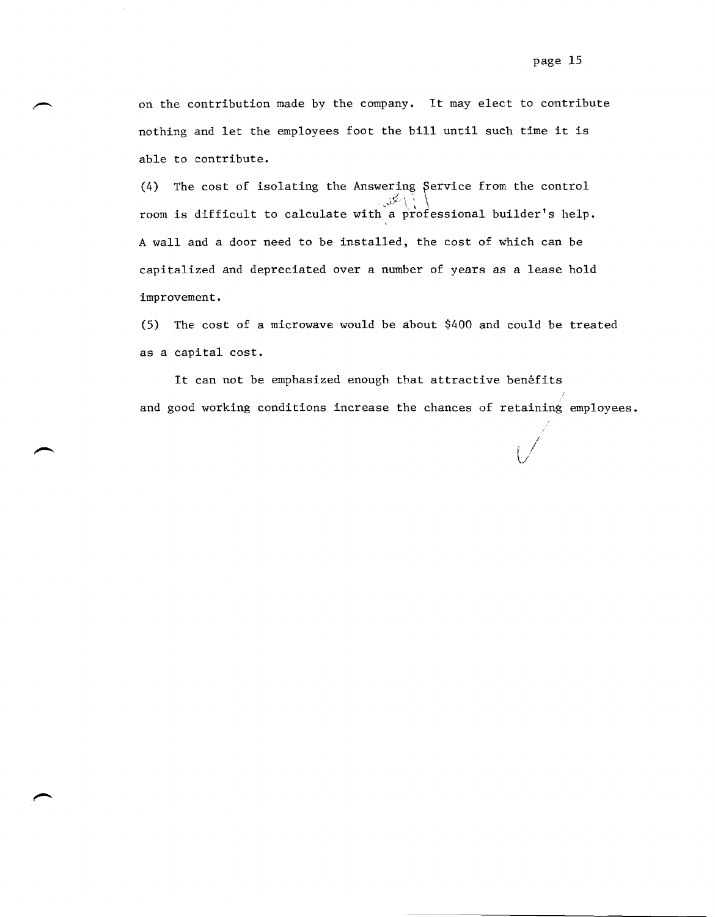on the contribution made by the company. It may elect to contribute nothing and let the employees foot the bill until such time it is able to contribute.

(4) The cost of isolating the Answering Service from the control room is difficult to calculate with a professional builder's help. A wall and a door need to be installed, the cost of which can be capitalized and depreciated over a number of years as a lease hold improvement.

(5) The cost of a microwave would be about $400 and could be treated as a capital cost.

It can not be emphasized enough that attractive benefits and good working conditions increase the chances of retaining employees.